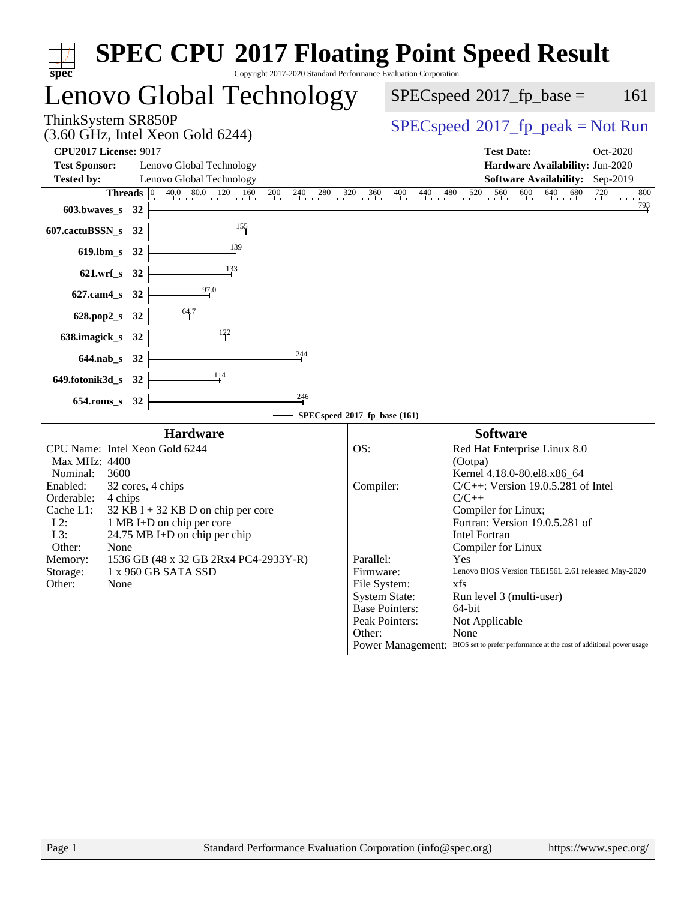# SPEC CPU 2017 Floating Point Speed Result

Copyright 2017-2020 Standard Performance Evaluation Corporation

## Lenovo Global Technology

ThinkSystem SR850P
(3.60 GHz, Intel Xeon Gold 6244)

SPECspeed 2017_fp_base = 161

SPECspeed 2017_fp_peak = Not Run

**CPU2017 License:** 9017
**Test Sponsor:** Lenovo Global Technology
**Tested by:** Lenovo Global Technology

**Test Date:** Oct-2020
**Hardware Availability:** Jun-2020
**Software Availability:** Sep-2019

| Benchmark | Threads | SPECspeed 2017_fp_base |
|---|---|---|
| 603.bwaves_s | 32 | 793 |
| 607.cactuBSSN_s | 32 | 155 |
| 619.lbm_s | 32 | 139 |
| 621.wrf_s | 32 | 133 |
| 627.cam4_s | 32 | 97.0 |
| 628.pop2_s | 32 | 64.7 |
| 638.imagick_s | 32 | 122 |
| 644.nab_s | 32 | 244 |
| 649.fotonik3d_s | 32 | 114 |
| 654.roms_s | 32 | 246 |

SPECspeed 2017_fp_base (161)

### Hardware

| | |
|---|---|
| CPU Name: | Intel Xeon Gold 6244 |
| Max MHz: | 4400 |
| Nominal: | 3600 |
| Enabled: | 32 cores, 4 chips |
| Orderable: | 4 chips |
| Cache L1: | 32 KB I + 32 KB D on chip per core |
| L2: | 1 MB I+D on chip per core |
| L3: | 24.75 MB I+D on chip per chip |
| Other: | None |
| Memory: | 1536 GB (48 x 32 GB 2Rx4 PC4-2933Y-R) |
| Storage: | 1 x 960 GB SATA SSD |
| Other: | None |

### Software

| | |
|---|---|
| OS: | Red Hat Enterprise Linux 8.0 (Ootpa) Kernel 4.18.0-80.el8.x86_64 |
| Compiler: | C/C++: Version 19.0.5.281 of Intel C/C++ Compiler for Linux; Fortran: Version 19.0.5.281 of Intel Fortran Compiler for Linux |
| Parallel: | Yes |
| Firmware: | Lenovo BIOS Version TEE156L 2.61 released May-2020 |
| File System: | xfs |
| System State: | Run level 3 (multi-user) |
| Base Pointers: | 64-bit |
| Peak Pointers: | Not Applicable |
| Other: | None |
| Power Management: | BIOS set to prefer performance at the cost of additional power usage |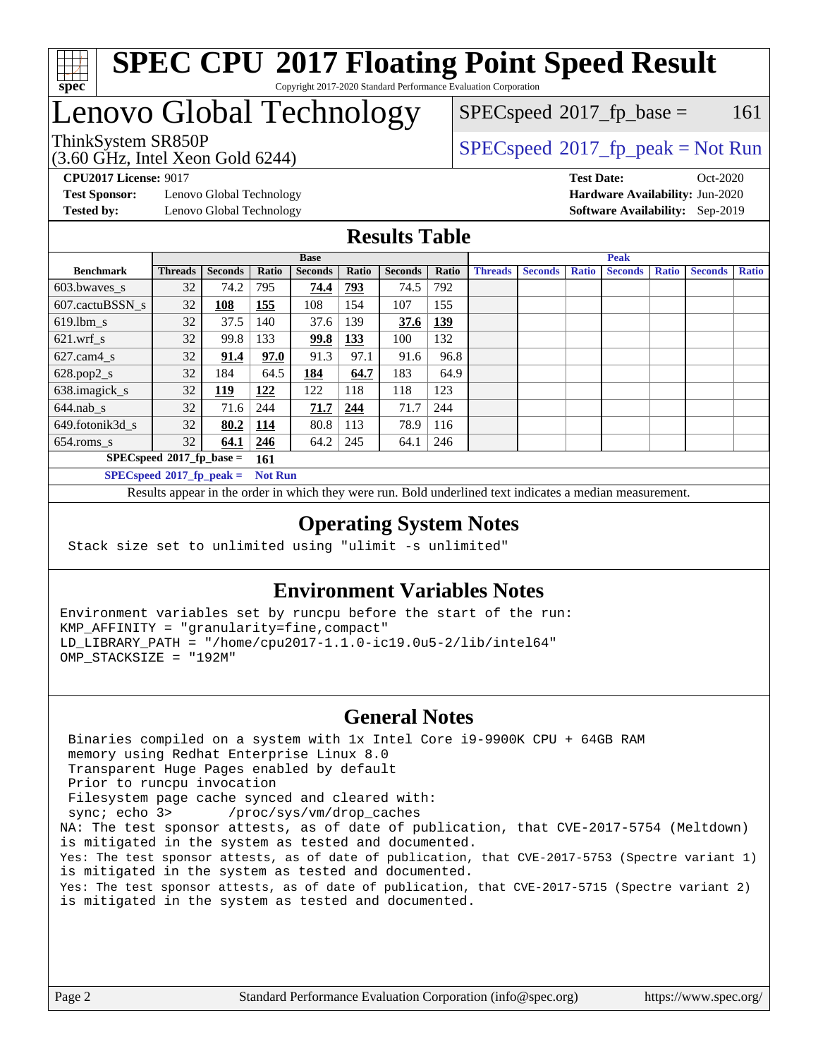# SPEC CPU 2017 Floating Point Speed Result

Copyright 2017-2020 Standard Performance Evaluation Corporation

# Lenovo Global Technology

ThinkSystem SR850P
(3.60 GHz, Intel Xeon Gold 6244)

SPECspeed 2017_fp_base = 161

SPECspeed 2017_fp_peak = Not Run

**CPU2017 License:** 9017
**Test Sponsor:** Lenovo Global Technology
**Tested by:** Lenovo Global Technology

**Test Date:** Oct-2020
**Hardware Availability:** Jun-2020
**Software Availability:** Sep-2019

## Results Table

| Benchmark | Base | | | | | | | Peak | | | | | | |
|---|---|---|---|---|---|---|---|---|---|---|---|---|---|---|
| | Threads | Seconds | Ratio | Seconds | Ratio | Seconds | Ratio | Threads | Seconds | Ratio | Seconds | Ratio | Seconds | Ratio |
| 603.bwaves_s | 32 | 74.2 | 795 | **74.4** | **793** | 74.5 | 792 | | | | | | | |
| 607.cactuBSSN_s | 32 | **108** | **155** | 108 | 154 | 107 | 155 | | | | | | | |
| 619.lbm_s | 32 | 37.5 | 140 | 37.6 | 139 | **37.6** | **139** | | | | | | | |
| 621.wrf_s | 32 | 99.8 | 133 | **99.8** | **133** | 100 | 132 | | | | | | | |
| 627.cam4_s | 32 | **91.4** | **97.0** | 91.3 | 97.1 | 91.6 | 96.8 | | | | | | | |
| 628.pop2_s | 32 | 184 | 64.5 | **184** | **64.7** | 183 | 64.9 | | | | | | | |
| 638.imagick_s | 32 | **119** | **122** | 122 | 118 | 118 | 123 | | | | | | | |
| 644.nab_s | 32 | 71.6 | 244 | **71.7** | **244** | 71.7 | 244 | | | | | | | |
| 649.fotonik3d_s | 32 | **80.2** | **114** | 80.8 | 113 | 78.9 | 116 | | | | | | | |
| 654.roms_s | 32 | **64.1** | **246** | 64.2 | 245 | 64.1 | 246 | | | | | | | |

**SPECspeed 2017_fp_base = 161**

**SPECspeed 2017_fp_peak = Not Run**

Results appear in the order in which they were run. Bold underlined text indicates a median measurement.

## Operating System Notes

```
Stack size set to unlimited using "ulimit -s unlimited"
```

## Environment Variables Notes

```
Environment variables set by runcpu before the start of the run:
KMP_AFFINITY = "granularity=fine,compact"
LD_LIBRARY_PATH = "/home/cpu2017-1.1.0-ic19.0u5-2/lib/intel64"
OMP_STACKSIZE = "192M"
```

## General Notes

```
 Binaries compiled on a system with 1x Intel Core i9-9900K CPU + 64GB RAM
 memory using Redhat Enterprise Linux 8.0
 Transparent Huge Pages enabled by default
 Prior to runcpu invocation
 Filesystem page cache synced and cleared with:
 sync; echo 3>       /proc/sys/vm/drop_caches
NA: The test sponsor attests, as of date of publication, that CVE-2017-5754 (Meltdown)
is mitigated in the system as tested and documented.
Yes: The test sponsor attests, as of date of publication, that CVE-2017-5753 (Spectre variant 1)
is mitigated in the system as tested and documented.
Yes: The test sponsor attests, as of date of publication, that CVE-2017-5715 (Spectre variant 2)
is mitigated in the system as tested and documented.
```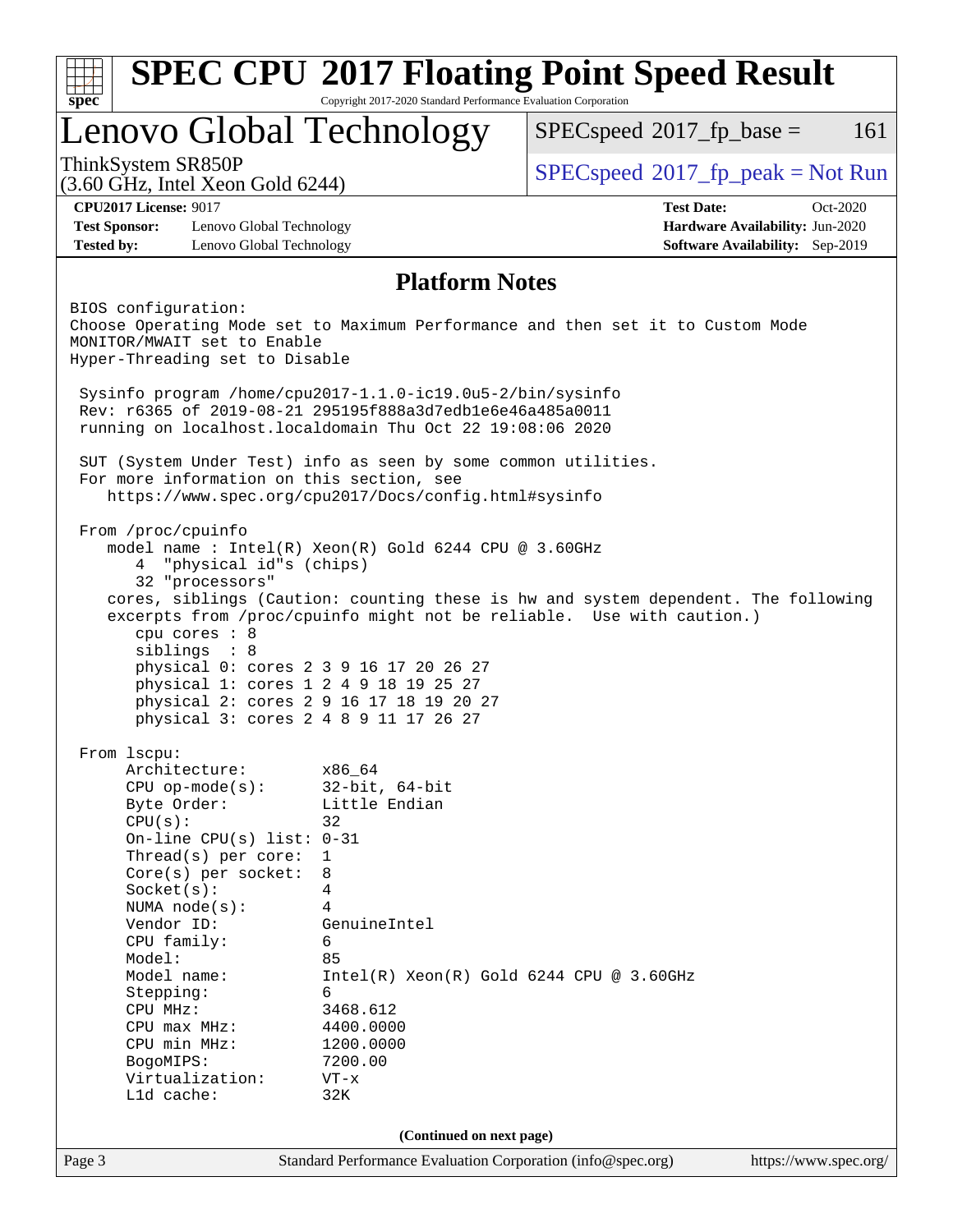# SPEC CPU 2017 Floating Point Speed Result

Copyright 2017-2020 Standard Performance Evaluation Corporation

## Lenovo Global Technology

ThinkSystem SR850P
(3.60 GHz, Intel Xeon Gold 6244)

SPECspeed 2017_fp_base = 161

SPECspeed 2017_fp_peak = Not Run

**CPU2017 License:** 9017
**Test Sponsor:** Lenovo Global Technology
**Tested by:** Lenovo Global Technology

**Test Date:** Oct-2020
**Hardware Availability:** Jun-2020
**Software Availability:** Sep-2019

### Platform Notes

```
BIOS configuration:
Choose Operating Mode set to Maximum Performance and then set it to Custom Mode
MONITOR/MWAIT set to Enable
Hyper-Threading set to Disable

 Sysinfo program /home/cpu2017-1.1.0-ic19.0u5-2/bin/sysinfo
 Rev: r6365 of 2019-08-21 295195f888a3d7edb1e6e46a485a0011
 running on localhost.localdomain Thu Oct 22 19:08:06 2020

 SUT (System Under Test) info as seen by some common utilities.
 For more information on this section, see
    https://www.spec.org/cpu2017/Docs/config.html#sysinfo

 From /proc/cpuinfo
    model name : Intel(R) Xeon(R) Gold 6244 CPU @ 3.60GHz
       4  "physical id"s (chips)
       32 "processors"
    cores, siblings (Caution: counting these is hw and system dependent. The following
    excerpts from /proc/cpuinfo might not be reliable.  Use with caution.)
       cpu cores : 8
       siblings  : 8
       physical 0: cores 2 3 9 16 17 20 26 27
       physical 1: cores 1 2 4 9 18 19 25 27
       physical 2: cores 2 9 16 17 18 19 20 27
       physical 3: cores 2 4 8 9 11 17 26 27

 From lscpu:
      Architecture:        x86_64
      CPU op-mode(s):      32-bit, 64-bit
      Byte Order:          Little Endian
      CPU(s):              32
      On-line CPU(s) list: 0-31
      Thread(s) per core:  1
      Core(s) per socket:  8
      Socket(s):           4
      NUMA node(s):        4
      Vendor ID:           GenuineIntel
      CPU family:          6
      Model:               85
      Model name:          Intel(R) Xeon(R) Gold 6244 CPU @ 3.60GHz
      Stepping:            6
      CPU MHz:             3468.612
      CPU max MHz:         4400.0000
      CPU min MHz:         1200.0000
      BogoMIPS:            7200.00
      Virtualization:      VT-x
      L1d cache:           32K
```

**(Continued on next page)**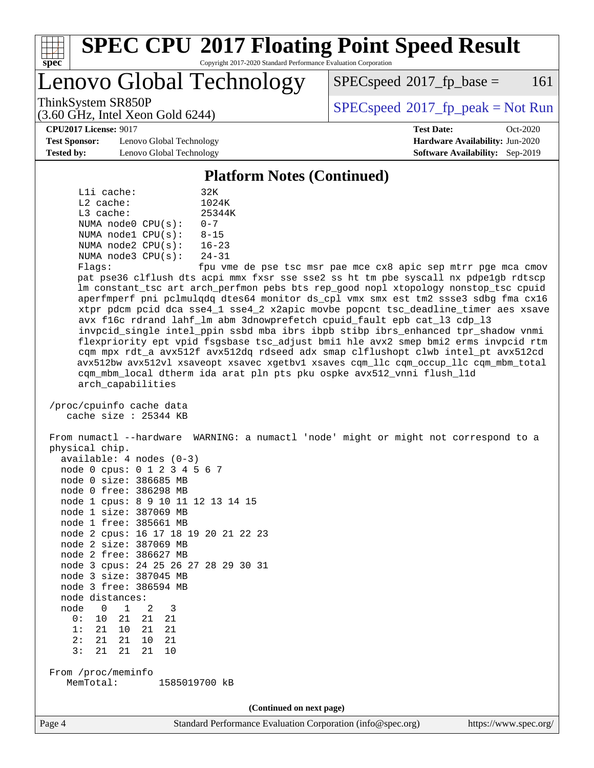# SPEC CPU 2017 Floating Point Speed Result

Copyright 2017-2020 Standard Performance Evaluation Corporation

## Lenovo Global Technology

ThinkSystem SR850P
(3.60 GHz, Intel Xeon Gold 6244)

SPECspeed 2017_fp_base = 161

SPECspeed 2017_fp_peak = Not Run

**CPU2017 License:** 9017
**Test Sponsor:** Lenovo Global Technology
**Tested by:** Lenovo Global Technology
**Test Date:** Oct-2020
**Hardware Availability:** Jun-2020
**Software Availability:** Sep-2019

### Platform Notes (Continued)

```
     L1i cache:           32K
     L2 cache:            1024K
     L3 cache:            25344K
     NUMA node0 CPU(s):   0-7
     NUMA node1 CPU(s):   8-15
     NUMA node2 CPU(s):   16-23
     NUMA node3 CPU(s):   24-31
     Flags:               fpu vme de pse tsc msr pae mce cx8 apic sep mtrr pge mca cmov
     pat pse36 clflush dts acpi mmx fxsr sse sse2 ss ht tm pbe syscall nx pdpe1gb rdtscp
     lm constant_tsc art arch_perfmon pebs bts rep_good nopl xtopology nonstop_tsc cpuid
     aperfmperf pni pclmulqdq dtes64 monitor ds_cpl vmx smx est tm2 ssse3 sdbg fma cx16
     xtpr pdcm pcid dca sse4_1 sse4_2 x2apic movbe popcnt tsc_deadline_timer aes xsave
     avx f16c rdrand lahf_lm abm 3dnowprefetch cpuid_fault epb cat_l3 cdp_l3
     invpcid_single intel_ppin ssbd mba ibrs ibpb stibp ibrs_enhanced tpr_shadow vnmi
     flexpriority ept vpid fsgsbase tsc_adjust bmi1 hle avx2 smep bmi2 erms invpcid rtm
     cqm mpx rdt_a avx512f avx512dq rdseed adx smap clflushopt clwb intel_pt avx512cd
     avx512bw avx512vl xsaveopt xsavec xgetbv1 xsaves cqm_llc cqm_occup_llc cqm_mbm_total
     cqm_mbm_local dtherm ida arat pln pts pku ospke avx512_vnni flush_l1d
     arch_capabilities

 /proc/cpuinfo cache data
    cache size : 25344 KB

 From numactl --hardware  WARNING: a numactl 'node' might or might not correspond to a
 physical chip.
   available: 4 nodes (0-3)
   node 0 cpus: 0 1 2 3 4 5 6 7
   node 0 size: 386685 MB
   node 0 free: 386298 MB
   node 1 cpus: 8 9 10 11 12 13 14 15
   node 1 size: 387069 MB
   node 1 free: 385661 MB
   node 2 cpus: 16 17 18 19 20 21 22 23
   node 2 size: 387069 MB
   node 2 free: 386627 MB
   node 3 cpus: 24 25 26 27 28 29 30 31
   node 3 size: 387045 MB
   node 3 free: 386594 MB
   node distances:
   node   0   1   2   3
     0:  10  21  21  21
     1:  21  10  21  21
     2:  21  21  10  21
     3:  21  21  21  10

 From /proc/meminfo
    MemTotal:       1585019700 kB
```

(Continued on next page)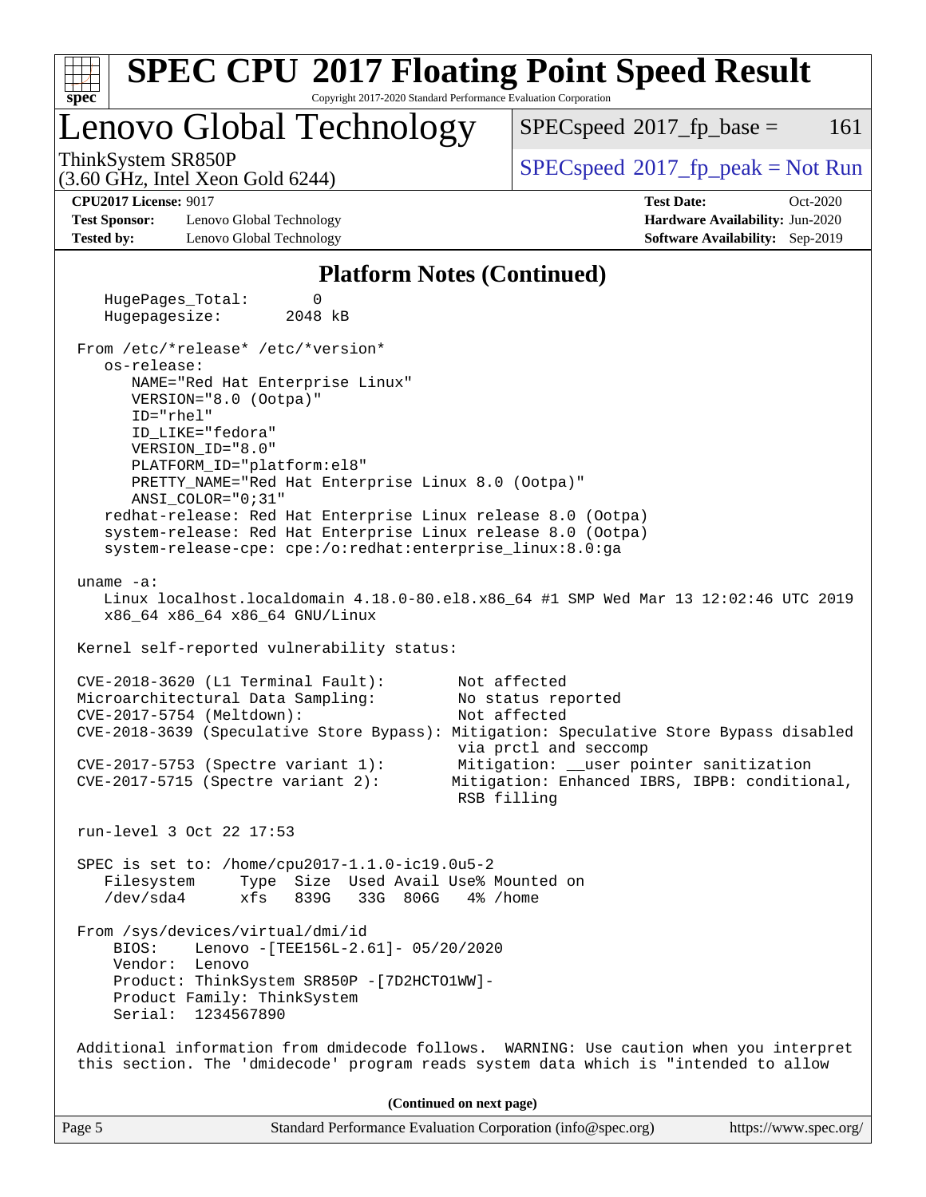## Platform Notes (Continued)

```
    HugePages_Total:       0
    Hugepagesize:       2048 kB

 From /etc/*release* /etc/*version*
    os-release:
       NAME="Red Hat Enterprise Linux"
       VERSION="8.0 (Ootpa)"
       ID="rhel"
       ID_LIKE="fedora"
       VERSION_ID="8.0"
       PLATFORM_ID="platform:el8"
       PRETTY_NAME="Red Hat Enterprise Linux 8.0 (Ootpa)"
       ANSI_COLOR="0;31"
    redhat-release: Red Hat Enterprise Linux release 8.0 (Ootpa)
    system-release: Red Hat Enterprise Linux release 8.0 (Ootpa)
    system-release-cpe: cpe:/o:redhat:enterprise_linux:8.0:ga

 uname -a:
    Linux localhost.localdomain 4.18.0-80.el8.x86_64 #1 SMP Wed Mar 13 12:02:46 UTC 2019
    x86_64 x86_64 x86_64 GNU/Linux

 Kernel self-reported vulnerability status:

 CVE-2018-3620 (L1 Terminal Fault):         Not affected
 Microarchitectural Data Sampling:          No status reported
 CVE-2017-5754 (Meltdown):                  Not affected
 CVE-2018-3639 (Speculative Store Bypass): Mitigation: Speculative Store Bypass disabled
                                            via prctl and seccomp
 CVE-2017-5753 (Spectre variant 1):         Mitigation: __user pointer sanitization
 CVE-2017-5715 (Spectre variant 2):        Mitigation: Enhanced IBRS, IBPB: conditional,
                                            RSB filling

 run-level 3 Oct 22 17:53

 SPEC is set to: /home/cpu2017-1.1.0-ic19.0u5-2
    Filesystem     Type  Size  Used Avail Use% Mounted on
    /dev/sda4      xfs   839G   33G  806G   4% /home

 From /sys/devices/virtual/dmi/id
     BIOS:    Lenovo -[TEE156L-2.61]- 05/20/2020
     Vendor:  Lenovo
     Product: ThinkSystem SR850P -[7D2HCTO1WW]-
     Product Family: ThinkSystem
     Serial:  1234567890

 Additional information from dmidecode follows.  WARNING: Use caution when you interpret
 this section. The 'dmidecode' program reads system data which is "intended to allow
```

**(Continued on next page)**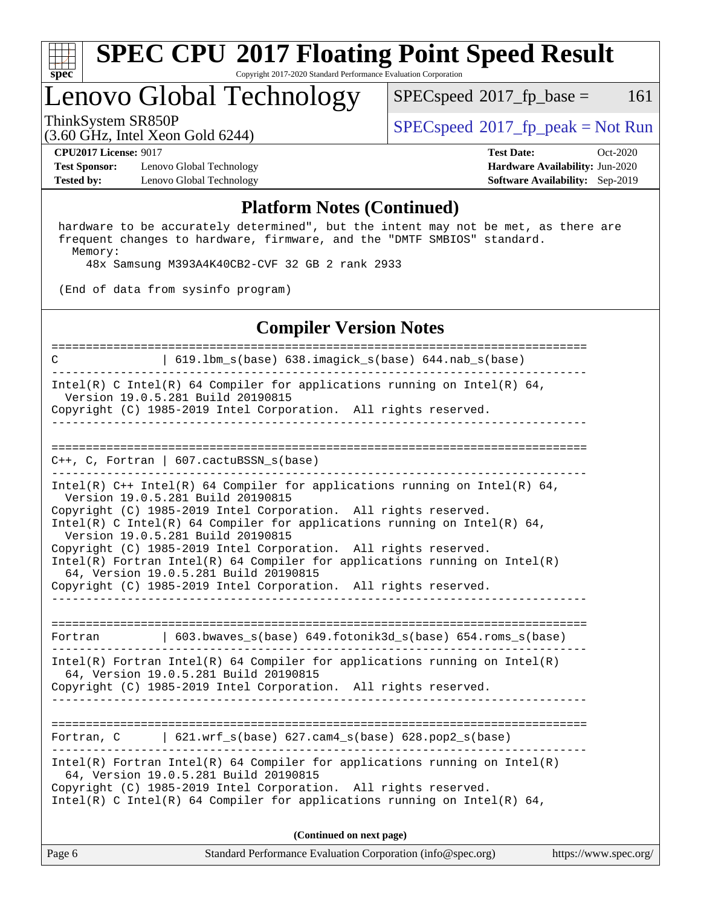## Platform Notes (Continued)

```
hardware to be accurately determined", but the intent may not be met, as there are
frequent changes to hardware, firmware, and the "DMTF SMBIOS" standard.
  Memory:
    48x Samsung M393A4K40CB2-CVF 32 GB 2 rank 2933

(End of data from sysinfo program)
```

## Compiler Version Notes

```
==============================================================================
C               | 619.lbm_s(base) 638.imagick_s(base) 644.nab_s(base)
------------------------------------------------------------------------------
Intel(R) C Intel(R) 64 Compiler for applications running on Intel(R) 64,
  Version 19.0.5.281 Build 20190815
Copyright (C) 1985-2019 Intel Corporation.  All rights reserved.
------------------------------------------------------------------------------

==============================================================================
C++, C, Fortran | 607.cactuBSSN_s(base)
------------------------------------------------------------------------------
Intel(R) C++ Intel(R) 64 Compiler for applications running on Intel(R) 64,
  Version 19.0.5.281 Build 20190815
Copyright (C) 1985-2019 Intel Corporation.  All rights reserved.
Intel(R) C Intel(R) 64 Compiler for applications running on Intel(R) 64,
  Version 19.0.5.281 Build 20190815
Copyright (C) 1985-2019 Intel Corporation.  All rights reserved.
Intel(R) Fortran Intel(R) 64 Compiler for applications running on Intel(R)
  64, Version 19.0.5.281 Build 20190815
Copyright (C) 1985-2019 Intel Corporation.  All rights reserved.
------------------------------------------------------------------------------

==============================================================================
Fortran         | 603.bwaves_s(base) 649.fotonik3d_s(base) 654.roms_s(base)
------------------------------------------------------------------------------
Intel(R) Fortran Intel(R) 64 Compiler for applications running on Intel(R)
  64, Version 19.0.5.281 Build 20190815
Copyright (C) 1985-2019 Intel Corporation.  All rights reserved.
------------------------------------------------------------------------------

==============================================================================
Fortran, C      | 621.wrf_s(base) 627.cam4_s(base) 628.pop2_s(base)
------------------------------------------------------------------------------
Intel(R) Fortran Intel(R) 64 Compiler for applications running on Intel(R)
  64, Version 19.0.5.281 Build 20190815
Copyright (C) 1985-2019 Intel Corporation.  All rights reserved.
Intel(R) C Intel(R) 64 Compiler for applications running on Intel(R) 64,
```

**(Continued on next page)**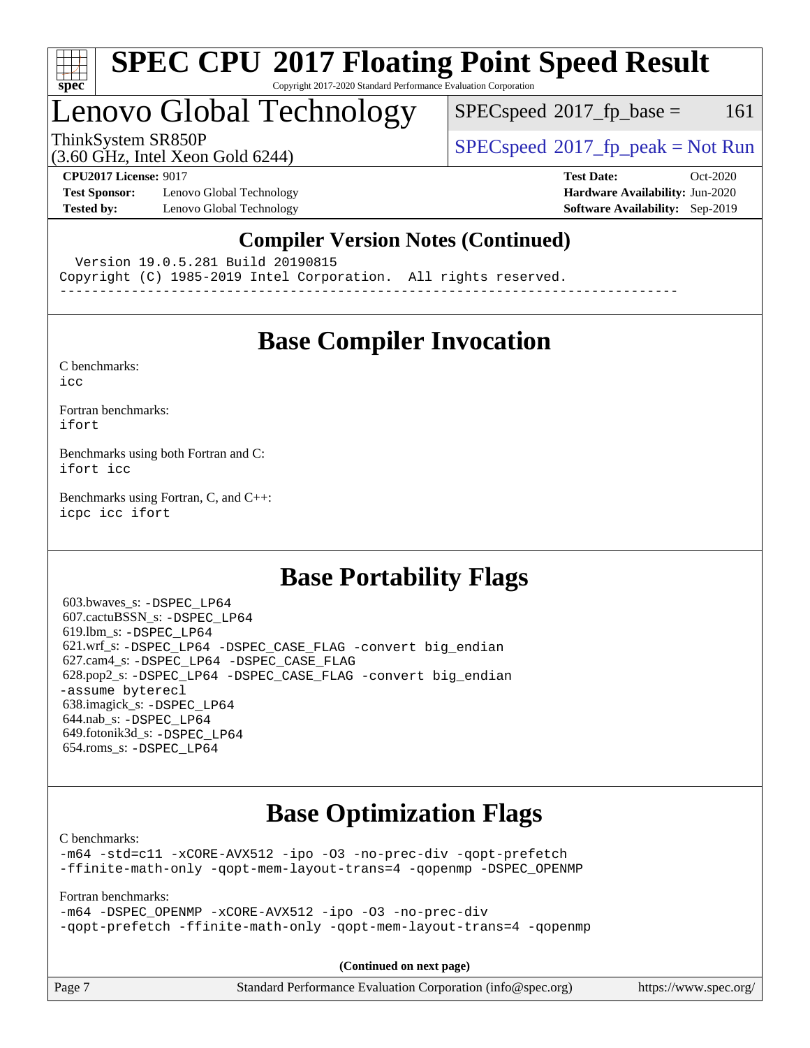# SPEC CPU 2017 Floating Point Speed Result

Copyright 2017-2020 Standard Performance Evaluation Corporation

# Lenovo Global Technology

ThinkSystem SR850P
(3.60 GHz, Intel Xeon Gold 6244)

SPECspeed 2017_fp_base = 161

SPECspeed 2017_fp_peak = Not Run

**CPU2017 License:** 9017
**Test Sponsor:** Lenovo Global Technology
**Tested by:** Lenovo Global Technology

**Test Date:** Oct-2020
**Hardware Availability:** Jun-2020
**Software Availability:** Sep-2019

## Compiler Version Notes (Continued)

```
  Version 19.0.5.281 Build 20190815
Copyright (C) 1985-2019 Intel Corporation.  All rights reserved.
------------------------------------------------------------------------------
```

## Base Compiler Invocation

C benchmarks:
icc

Fortran benchmarks:
ifort

Benchmarks using both Fortran and C:
ifort icc

Benchmarks using Fortran, C, and C++:
icpc icc ifort

## Base Portability Flags

603.bwaves_s: -DSPEC_LP64
607.cactuBSSN_s: -DSPEC_LP64
619.lbm_s: -DSPEC_LP64
621.wrf_s: -DSPEC_LP64 -DSPEC_CASE_FLAG -convert big_endian
627.cam4_s: -DSPEC_LP64 -DSPEC_CASE_FLAG
628.pop2_s: -DSPEC_LP64 -DSPEC_CASE_FLAG -convert big_endian -assume byterecl
638.imagick_s: -DSPEC_LP64
644.nab_s: -DSPEC_LP64
649.fotonik3d_s: -DSPEC_LP64
654.roms_s: -DSPEC_LP64

## Base Optimization Flags

C benchmarks:
-m64 -std=c11 -xCORE-AVX512 -ipo -O3 -no-prec-div -qopt-prefetch -ffinite-math-only -qopt-mem-layout-trans=4 -qopenmp -DSPEC_OPENMP

Fortran benchmarks:
-m64 -DSPEC_OPENMP -xCORE-AVX512 -ipo -O3 -no-prec-div -qopt-prefetch -ffinite-math-only -qopt-mem-layout-trans=4 -qopenmp

**(Continued on next page)**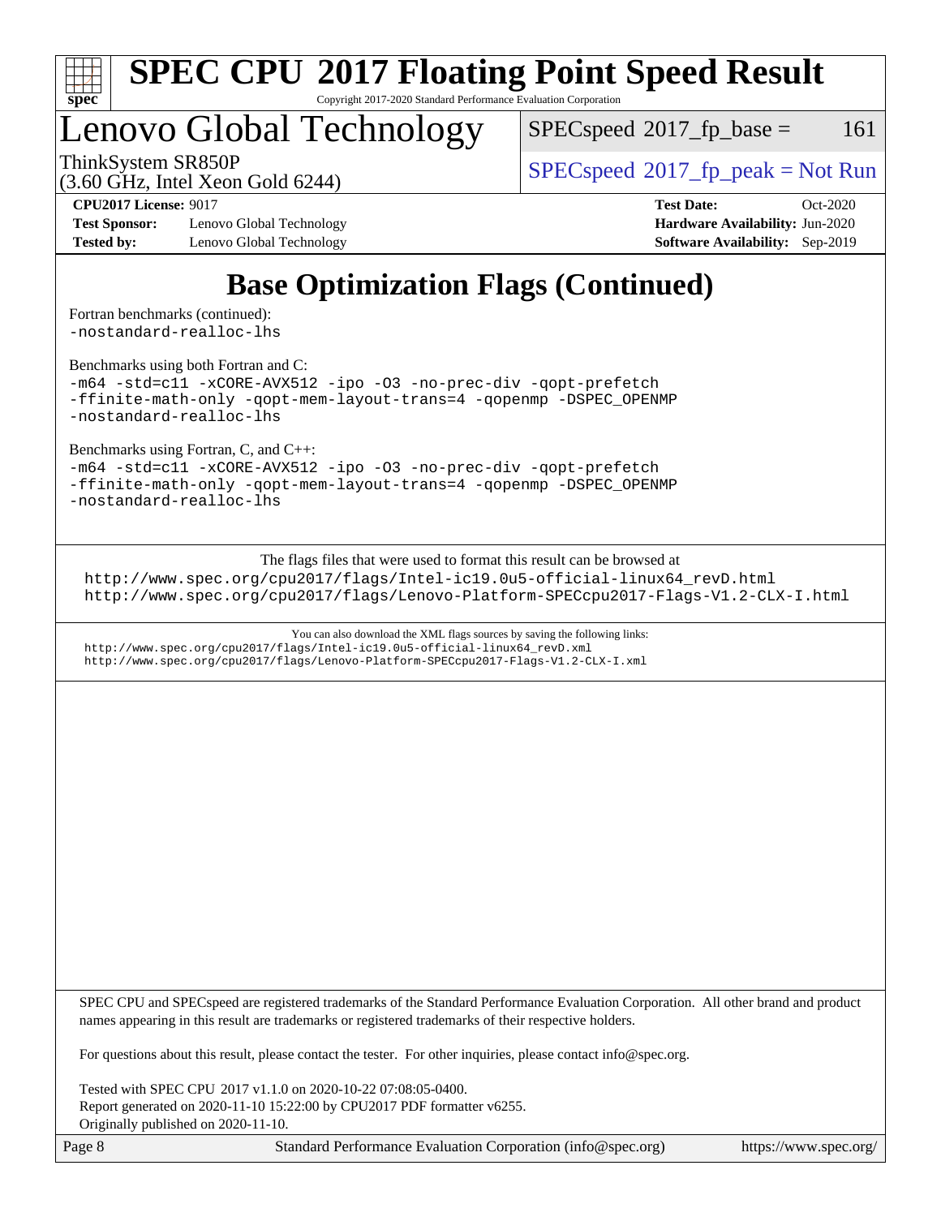# Base Optimization Flags (Continued)

Fortran benchmarks (continued):
```
-nostandard-realloc-lhs
```

Benchmarks using both Fortran and C:
```
-m64 -std=c11 -xCORE-AVX512 -ipo -O3 -no-prec-div -qopt-prefetch
-ffinite-math-only -qopt-mem-layout-trans=4 -qopenmp -DSPEC_OPENMP
-nostandard-realloc-lhs
```

Benchmarks using Fortran, C, and C++:
```
-m64 -std=c11 -xCORE-AVX512 -ipo -O3 -no-prec-div -qopt-prefetch
-ffinite-math-only -qopt-mem-layout-trans=4 -qopenmp -DSPEC_OPENMP
-nostandard-realloc-lhs
```

The flags files that were used to format this result can be browsed at

http://www.spec.org/cpu2017/flags/Intel-ic19.0u5-official-linux64_revD.html
http://www.spec.org/cpu2017/flags/Lenovo-Platform-SPECcpu2017-Flags-V1.2-CLX-I.html

You can also download the XML flags sources by saving the following links:

http://www.spec.org/cpu2017/flags/Intel-ic19.0u5-official-linux64_revD.xml
http://www.spec.org/cpu2017/flags/Lenovo-Platform-SPECcpu2017-Flags-V1.2-CLX-I.xml

SPEC CPU and SPECspeed are registered trademarks of the Standard Performance Evaluation Corporation. All other brand and product names appearing in this result are trademarks or registered trademarks of their respective holders.

For questions about this result, please contact the tester. For other inquiries, please contact info@spec.org.

Tested with SPEC CPU 2017 v1.1.0 on 2020-10-22 07:08:05-0400.
Report generated on 2020-11-10 15:22:00 by CPU2017 PDF formatter v6255.
Originally published on 2020-11-10.